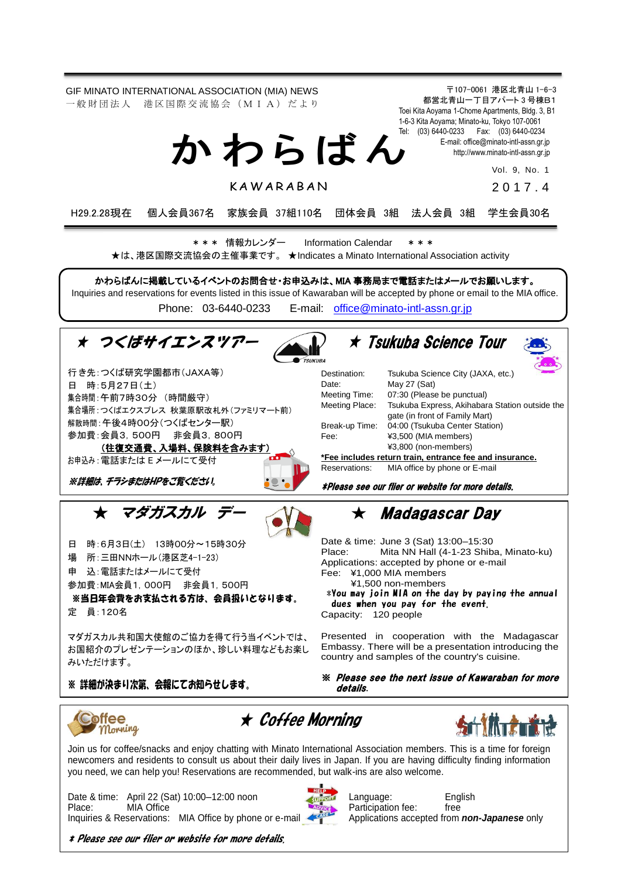GIF MINATO INTERNATIONAL ASSOCIATION (MIA) NEWS
一般財団法人　港区国際交流協会（ＭＩＡ）だより

〒107-0061 港区北青山 1-6-3
都営北青山一丁目アパート３号棟B1
Toei Kita Aoyama 1-Chome Apartments, Bldg. 3, B1
1-6-3 Kita Aoyama; Minato-ku, Tokyo 107-0061
Tel: (03) 6440-0233 Fax: (03) 6440-0234
E-mail: office@minato-intl-assn.gr.jp
http://www.minato-intl-assn.gr.jp

# かわらばん

KAWARABAN

Vol. 9, No. 1
2017.4

H29.2.28現在　個人会員367名　家族会員 37組110名　団体会員 3組　法人会員 3組　学生会員30名

＊＊＊ 情報カレンダー　Information Calendar ＊＊＊
★は、港区国際交流協会の主催事業です。 ★Indicates a Minato International Association activity

**かわらばんに掲載しているイベントのお問合せ・お申込みは、MIA 事務局まで電話またはメールでお願いします。**
Inquiries and reservations for events listed in this issue of Kawaraban will be accepted by phone or email to the MIA office.
Phone: 03-6440-0233　E-mail: office@minato-intl-assn.gr.jp

## ★ つくばサイエンスツアー

行き先：つくば研究学園都市（JAXA等）
日　時：5月27日（土）
集合時間：午前7時30分（時間厳守）
集合場所：つくばエクスプレス 秋葉原駅改札外（ファミリーマート前）
解散時間：午後4時00分（つくばセンター駅）
参加費：会員3，500円　非会員3，800円
**（往復交通費、入場料、保険料を含みます）**
お申込み：電話または E メールにて受付

***※詳細は、チラシまたはHPをご覧ください。***

## ★ Tsukuba Science Tour

Destination: Tsukuba Science City (JAXA, etc.)
Date: May 27 (Sat)
Meeting Time: 07:30 (Please be punctual)
Meeting Place: Tsukuba Express, Akihabara Station outside the gate (in front of Family Mart)
Break-up Time: 04:00 (Tsukuba Center Station)
Fee: ¥3,500 (MIA members)
¥3,800 (non-members)
***Fee includes return train, entrance fee and insurance.**
Reservations: MIA office by phone or E-mail

***\*Please see our flier or website for more details.***

## ★ マダガスカル デー

日　時：6月3日（土） 13時00分～15時30分
場　所：三田NNホール（港区芝4-1-23）
申　込：電話またはメールにて受付
参加費：MIA会員1，000円　非会員1，500円
**※当日年会費をお支払される方は、会員扱いとなります。**
定　員：120名

マダガスカル共和国大使館のご協力を得て行う当イベントでは、お国紹介のプレゼンテーションのほか、珍しい料理などもお楽しみいただけます。

**※ 詳細が決まり次第、会報にてお知らせします。**

## ★ Madagascar Day

Date & time: June 3 (Sat) 13:00–15:30
Place: Mita NN Hall (4-1-23 Shiba, Minato-ku)
Applications: accepted by phone or e-mail
Fee: ¥1,000 MIA members
¥1,500 non-members
*You may join MIA on the day by paying the annual dues when you pay for the event.*
Capacity: 120 people

Presented in cooperation with the Madagascar Embassy. There will be a presentation introducing the country and samples of the country's cuisine.

***※ Please see the next issue of Kawaraban for more details.***

## ★ Coffee Morning

Join us for coffee/snacks and enjoy chatting with Minato International Association members. This is a time for foreign newcomers and residents to consult us about their daily lives in Japan. If you are having difficulty finding information you need, we can help you! Reservations are recommended, but walk-ins are also welcome.

Date & time: April 22 (Sat) 10:00–12:00 noon
Place: MIA Office
Inquiries & Reservations: MIA Office by phone or e-mail
Language: English
Participation fee: free
Applications accepted from ***non-Japanese*** only

***\* Please see our flier or website for more details.***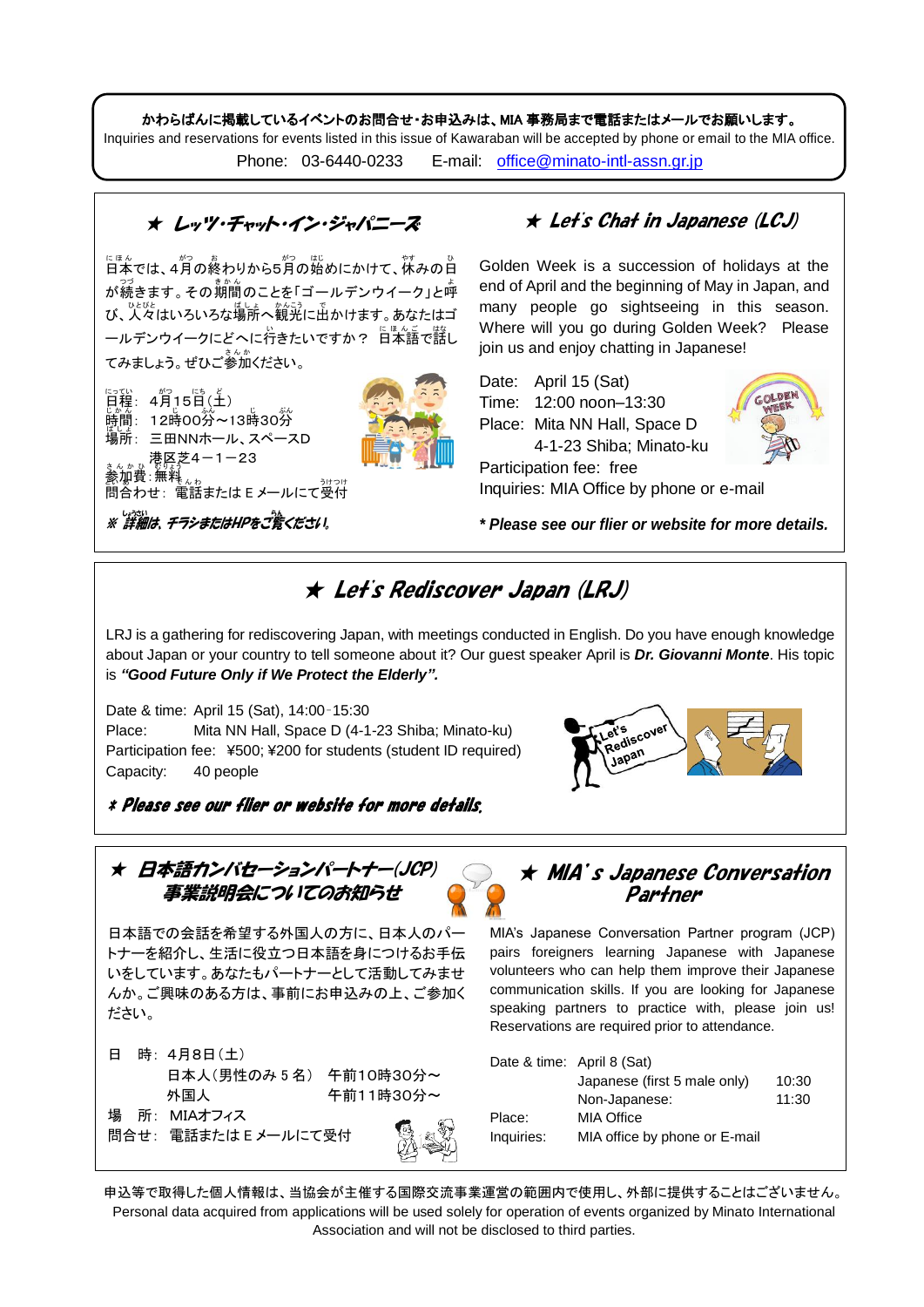かわらばんに掲載しているイベントのお問合せ・お申込みは、MIA 事務局まで電話またはメールでお願いします。
Inquiries and reservations for events listed in this issue of Kawaraban will be accepted by phone or email to the MIA office.
Phone: 03-6440-0233　E-mail: office@minato-intl-assn.gr.jp

## ★ レッツ・チャット・イン・ジャパニーズ

日本では、4月の終わりから5月の始めにかけて、休みの日が続きます。その期間のことを「ゴールデンウイーク」と呼び、人々はいろいろな場所へ観光に出かけます。あなたはゴールデンウイークにどこへに行きたいですか？ 日本語で話してみましょう。ぜひご参加ください。

日程：4月15日（土）
時間：12時00分～13時30分
場所：三田NNホール、スペースD
　　　港区芝4－1－23
参加費：無料
問合わせ：電話またはＥメールにて受付

*※ 詳細は、チラシまたはHPをご覧ください。*

## ★ Let's Chat in Japanese (LCJ)

Golden Week is a succession of holidays at the end of April and the beginning of May in Japan, and many people go sightseeing in this season. Where will you go during Golden Week? Please join us and enjoy chatting in Japanese!

Date: April 15 (Sat)
Time: 12:00 noon–13:30
Place: Mita NN Hall, Space D
　　　4-1-23 Shiba; Minato-ku
Participation fee: free
Inquiries: MIA Office by phone or e-mail

***\* Please see our flier or website for more details.***

## ★ Let's Rediscover Japan (LRJ)

LRJ is a gathering for rediscovering Japan, with meetings conducted in English. Do you have enough knowledge about Japan or your country to tell someone about it? Our guest speaker April is ***Dr. Giovanni Monte***. His topic is ***"Good Future Only if We Protect the Elderly".***

Date & time: April 15 (Sat), 14:00‐15:30
Place: Mita NN Hall, Space D (4-1-23 Shiba; Minato-ku)
Participation fee: ¥500; ¥200 for students (student ID required)
Capacity: 40 people

***\* Please see our flier or website for more details.***

## ★ 日本語カンバセーションパートナー(JCP) 事業説明会についてのお知らせ

日本語での会話を希望する外国人の方に、日本人のパートナーを紹介し、生活に役立つ日本語を身につけるお手伝いをしています。あなたもパートナーとして活動してみませんか。ご興味のある方は、事前にお申込みの上、ご参加ください。

日　時：4月8日（土）
　　日本人（男性のみ５名）　午前10時30分～
　　外国人　　　　　　　　　午前11時30分～
場　所：MIAオフィス
問合せ：電話またはＥメールにて受付

## ★ MIA's Japanese Conversation Partner

MIA's Japanese Conversation Partner program (JCP) pairs foreigners learning Japanese with Japanese volunteers who can help them improve their Japanese communication skills. If you are looking for Japanese speaking partners to practice with, please join us! Reservations are required prior to attendance.

Date & time: April 8 (Sat)
　Japanese (first 5 male only) 10:30
　Non-Japanese: 11:30
Place: MIA Office
Inquiries: MIA office by phone or E-mail

申込等で取得した個人情報は、当協会が主催する国際交流事業運営の範囲内で使用し、外部に提供することはございません。
Personal data acquired from applications will be used solely for operation of events organized by Minato International Association and will not be disclosed to third parties.